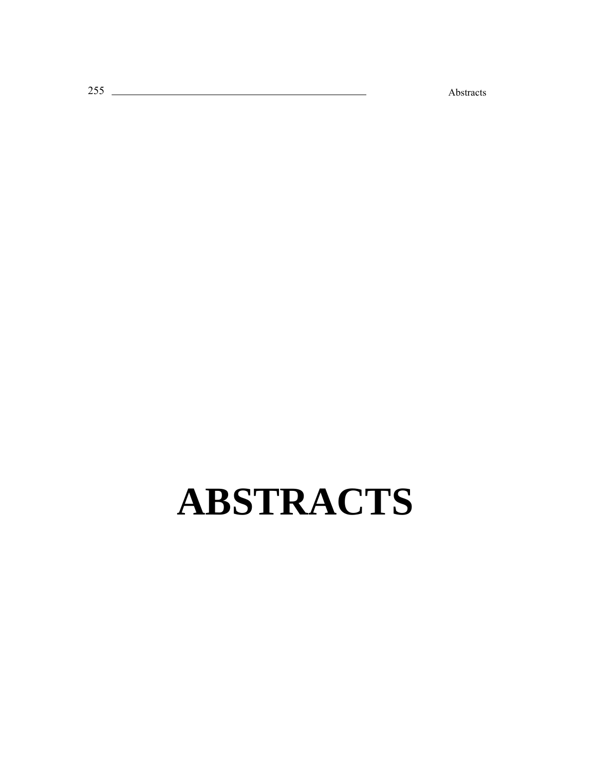# ABSTRACTS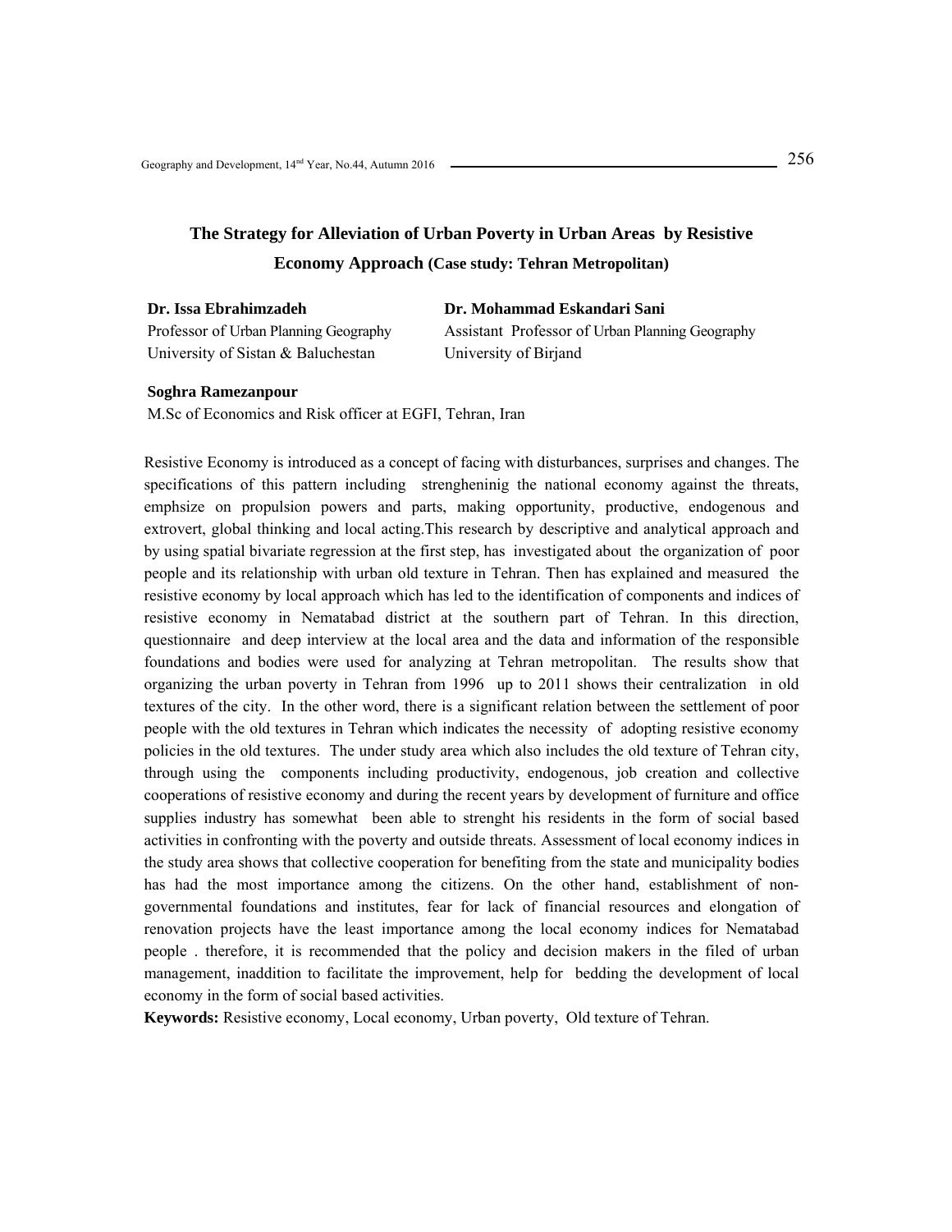# The Strategy for Alleviation of Urban Poverty in Urban Areas by Resistive Economy Approach (Case study: Tehran Metropolitan)

**Dr. Issa Ebrahimzadeh**
Professor of Urban Planning Geography
University of Sistan & Baluchestan

**Dr. Mohammad Eskandari Sani**
Assistant Professor of Urban Planning Geography
University of Birjand

**Soghra Ramezanpour**
M.Sc of Economics and Risk officer at EGFI, Tehran, Iran

Resistive Economy is introduced as a concept of facing with disturbances, surprises and changes. The specifications of this pattern including strengheninig the national economy against the threats, emphsize on propulsion powers and parts, making opportunity, productive, endogenous and extrovert, global thinking and local acting.This research by descriptive and analytical approach and by using spatial bivariate regression at the first step, has investigated about the organization of poor people and its relationship with urban old texture in Tehran. Then has explained and measured the resistive economy by local approach which has led to the identification of components and indices of resistive economy in Nematabad district at the southern part of Tehran. In this direction, questionnaire and deep interview at the local area and the data and information of the responsible foundations and bodies were used for analyzing at Tehran metropolitan. The results show that organizing the urban poverty in Tehran from 1996 up to 2011 shows their centralization in old textures of the city. In the other word, there is a significant relation between the settlement of poor people with the old textures in Tehran which indicates the necessity of adopting resistive economy policies in the old textures. The under study area which also includes the old texture of Tehran city, through using the components including productivity, endogenous, job creation and collective cooperations of resistive economy and during the recent years by development of furniture and office supplies industry has somewhat been able to strenght his residents in the form of social based activities in confronting with the poverty and outside threats. Assessment of local economy indices in the study area shows that collective cooperation for benefiting from the state and municipality bodies has had the most importance among the citizens. On the other hand, establishment of non-governmental foundations and institutes, fear for lack of financial resources and elongation of renovation projects have the least importance among the local economy indices for Nematabad people . therefore, it is recommended that the policy and decision makers in the filed of urban management, inaddition to facilitate the improvement, help for bedding the development of local economy in the form of social based activities.

**Keywords:** Resistive economy, Local economy, Urban poverty, Old texture of Tehran.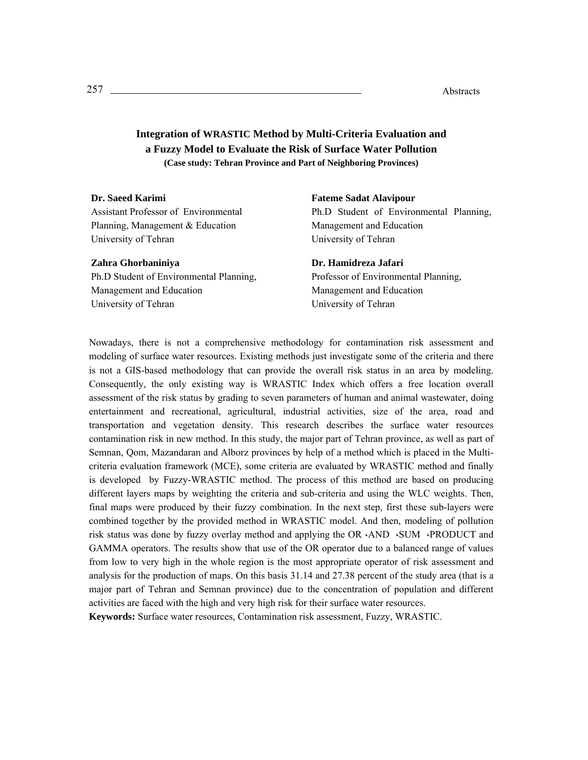# Integration of WRASTIC Method by Multi-Criteria Evaluation and a Fuzzy Model to Evaluate the Risk of Surface Water Pollution

**(Case study: Tehran Province and Part of Neighboring Provinces)**

**Dr. Saeed Karimi**
Assistant Professor of Environmental Planning, Management & Education
University of Tehran

**Fateme Sadat Alavipour**
Ph.D Student of Environmental Planning, Management and Education
University of Tehran

**Zahra Ghorbaniniya**
Ph.D Student of Environmental Planning, Management and Education
University of Tehran

**Dr. Hamidreza Jafari**
Professor of Environmental Planning, Management and Education
University of Tehran

Nowadays, there is not a comprehensive methodology for contamination risk assessment and modeling of surface water resources. Existing methods just investigate some of the criteria and there is not a GIS-based methodology that can provide the overall risk status in an area by modeling. Consequently, the only existing way is WRASTIC Index which offers a free location overall assessment of the risk status by grading to seven parameters of human and animal wastewater, doing entertainment and recreational, agricultural, industrial activities, size of the area, road and transportation and vegetation density. This research describes the surface water resources contamination risk in new method. In this study, the major part of Tehran province, as well as part of Semnan, Qom, Mazandaran and Alborz provinces by help of a method which is placed in the Multi-criteria evaluation framework (MCE), some criteria are evaluated by WRASTIC method and finally is developed by Fuzzy-WRASTIC method. The process of this method are based on producing different layers maps by weighting the criteria and sub-criteria and using the WLC weights. Then, final maps were produced by their fuzzy combination. In the next step, first these sub-layers were combined together by the provided method in WRASTIC model. And then, modeling of pollution risk status was done by fuzzy overlay method and applying the OR ،AND ،SUM ،PRODUCT and GAMMA operators. The results show that use of the OR operator due to a balanced range of values from low to very high in the whole region is the most appropriate operator of risk assessment and analysis for the production of maps. On this basis 31.14 and 27.38 percent of the study area (that is a major part of Tehran and Semnan province) due to the concentration of population and different activities are faced with the high and very high risk for their surface water resources.

**Keywords:** Surface water resources, Contamination risk assessment, Fuzzy, WRASTIC.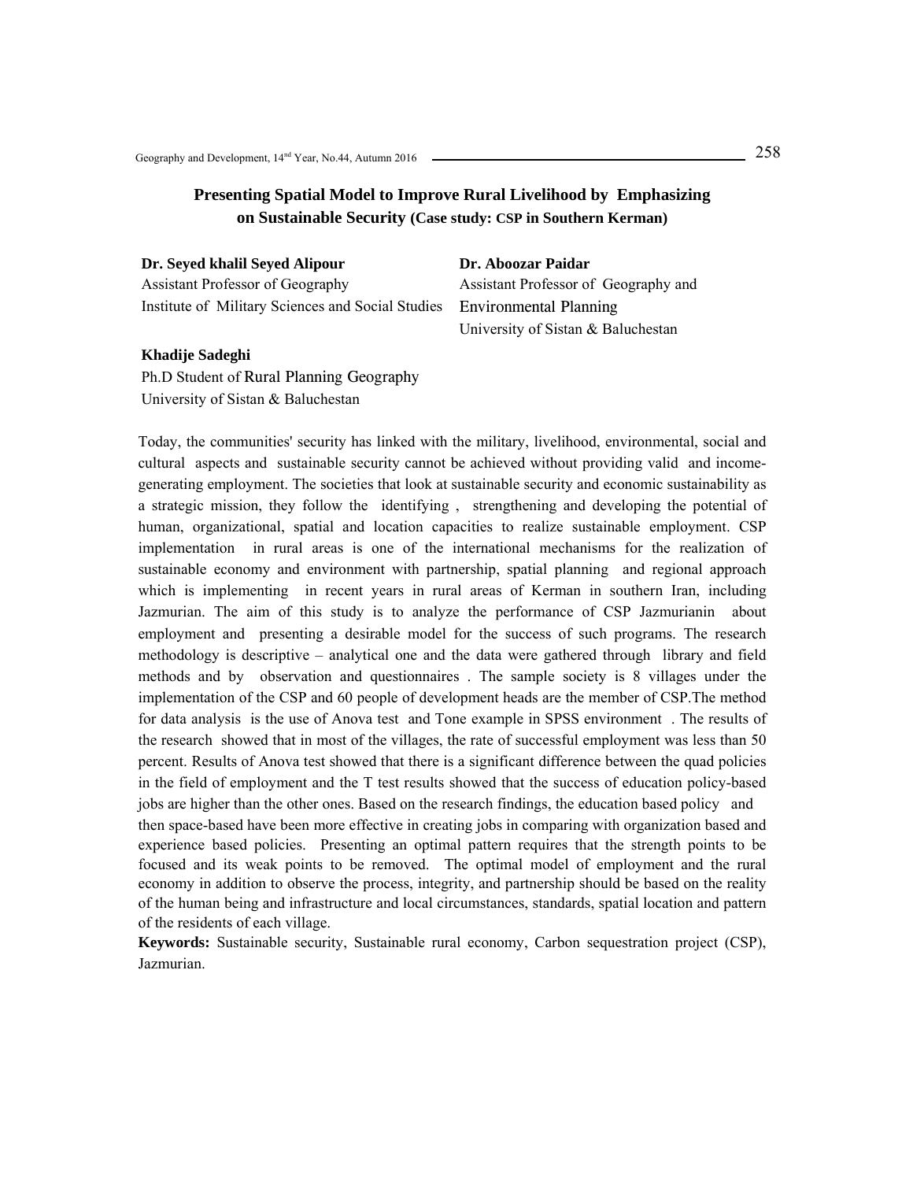# Presenting Spatial Model to Improve Rural Livelihood by Emphasizing on Sustainable Security (Case study: CSP in Southern Kerman)

**Dr. Seyed khalil Seyed Alipour**
Assistant Professor of Geography
Institute of Military Sciences and Social Studies

**Dr. Aboozar Paidar**
Assistant Professor of Geography and Environmental Planning
University of Sistan & Baluchestan

**Khadije Sadeghi**
Ph.D Student of Rural Planning Geography
University of Sistan & Baluchestan

Today, the communities' security has linked with the military, livelihood, environmental, social and cultural aspects and sustainable security cannot be achieved without providing valid and income-generating employment. The societies that look at sustainable security and economic sustainability as a strategic mission, they follow the identifying , strengthening and developing the potential of human, organizational, spatial and location capacities to realize sustainable employment. CSP implementation in rural areas is one of the international mechanisms for the realization of sustainable economy and environment with partnership, spatial planning and regional approach which is implementing in recent years in rural areas of Kerman in southern Iran, including Jazmurian. The aim of this study is to analyze the performance of CSP Jazmurianin about employment and presenting a desirable model for the success of such programs. The research methodology is descriptive – analytical one and the data were gathered through library and field methods and by observation and questionnaires . The sample society is 8 villages under the implementation of the CSP and 60 people of development heads are the member of CSP.The method for data analysis is the use of Anova test and Tone example in SPSS environment . The results of the research showed that in most of the villages, the rate of successful employment was less than 50 percent. Results of Anova test showed that there is a significant difference between the quad policies in the field of employment and the T test results showed that the success of education policy-based jobs are higher than the other ones. Based on the research findings, the education based policy and then space-based have been more effective in creating jobs in comparing with organization based and experience based policies. Presenting an optimal pattern requires that the strength points to be focused and its weak points to be removed. The optimal model of employment and the rural economy in addition to observe the process, integrity, and partnership should be based on the reality of the human being and infrastructure and local circumstances, standards, spatial location and pattern of the residents of each village.

**Keywords:** Sustainable security, Sustainable rural economy, Carbon sequestration project (CSP), Jazmurian.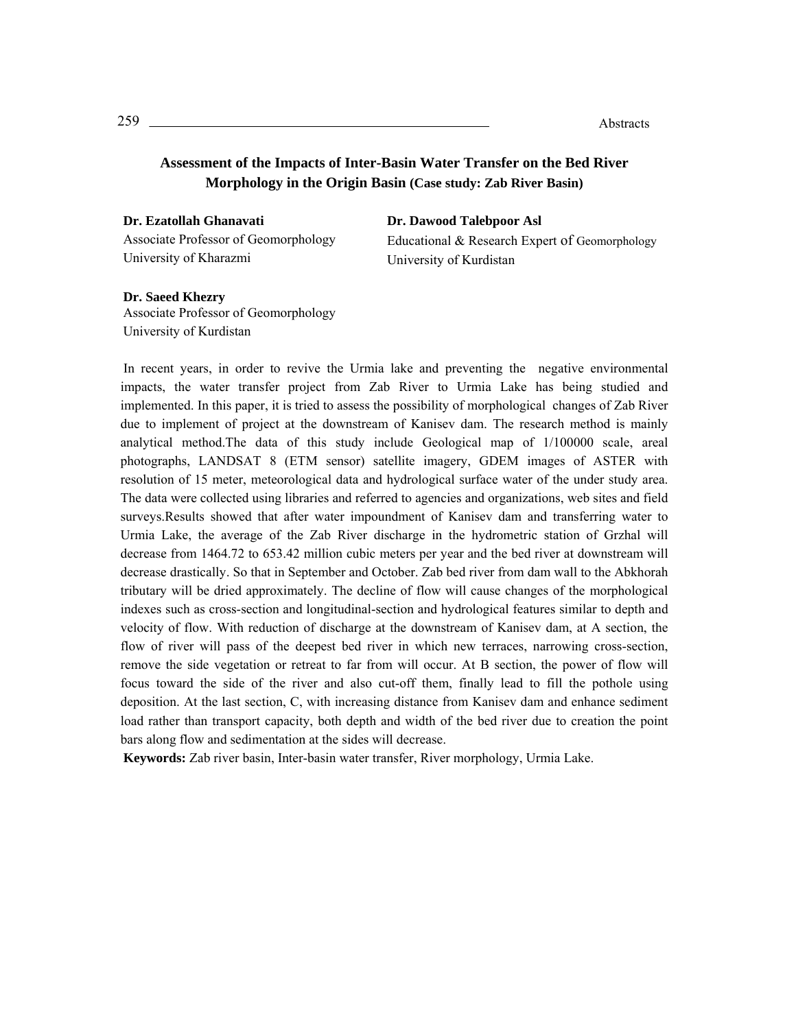# Assessment of the Impacts of Inter-Basin Water Transfer on the Bed River Morphology in the Origin Basin (Case study: Zab River Basin)

**Dr. Ezatollah Ghanavati**
Associate Professor of Geomorphology
University of Kharazmi

**Dr. Dawood Talebpoor Asl**
Educational & Research Expert of Geomorphology
University of Kurdistan

**Dr. Saeed Khezry**
Associate Professor of Geomorphology
University of Kurdistan

In recent years, in order to revive the Urmia lake and preventing the negative environmental impacts, the water transfer project from Zab River to Urmia Lake has being studied and implemented. In this paper, it is tried to assess the possibility of morphological changes of Zab River due to implement of project at the downstream of Kanisev dam. The research method is mainly analytical method.The data of this study include Geological map of 1/100000 scale, areal photographs, LANDSAT 8 (ETM sensor) satellite imagery, GDEM images of ASTER with resolution of 15 meter, meteorological data and hydrological surface water of the under study area. The data were collected using libraries and referred to agencies and organizations, web sites and field surveys.Results showed that after water impoundment of Kanisev dam and transferring water to Urmia Lake, the average of the Zab River discharge in the hydrometric station of Grzhal will decrease from 1464.72 to 653.42 million cubic meters per year and the bed river at downstream will decrease drastically. So that in September and October. Zab bed river from dam wall to the Abkhorah tributary will be dried approximately. The decline of flow will cause changes of the morphological indexes such as cross-section and longitudinal-section and hydrological features similar to depth and velocity of flow. With reduction of discharge at the downstream of Kanisev dam, at A section, the flow of river will pass of the deepest bed river in which new terraces, narrowing cross-section, remove the side vegetation or retreat to far from will occur. At B section, the power of flow will focus toward the side of the river and also cut-off them, finally lead to fill the pothole using deposition. At the last section, C, with increasing distance from Kanisev dam and enhance sediment load rather than transport capacity, both depth and width of the bed river due to creation the point bars along flow and sedimentation at the sides will decrease.

**Keywords:** Zab river basin, Inter-basin water transfer, River morphology, Urmia Lake.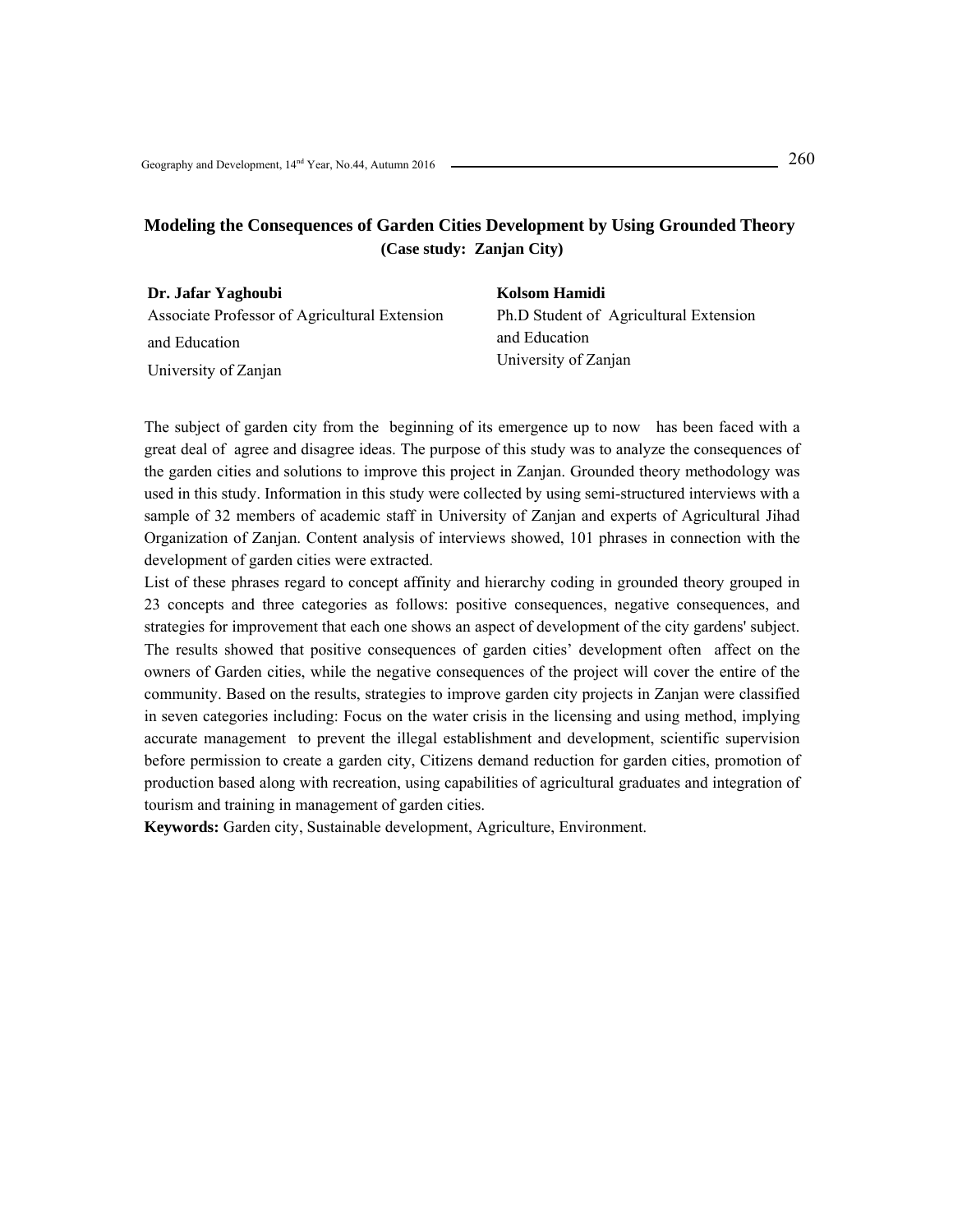# Modeling the Consequences of Garden Cities Development by Using Grounded Theory
## (Case study: Zanjan City)

**Dr. Jafar Yaghoubi**
Associate Professor of Agricultural Extension and Education
University of Zanjan

**Kolsom Hamidi**
Ph.D Student of Agricultural Extension and Education
University of Zanjan

The subject of garden city from the beginning of its emergence up to now has been faced with a great deal of agree and disagree ideas. The purpose of this study was to analyze the consequences of the garden cities and solutions to improve this project in Zanjan. Grounded theory methodology was used in this study. Information in this study were collected by using semi-structured interviews with a sample of 32 members of academic staff in University of Zanjan and experts of Agricultural Jihad Organization of Zanjan. Content analysis of interviews showed, 101 phrases in connection with the development of garden cities were extracted.

List of these phrases regard to concept affinity and hierarchy coding in grounded theory grouped in 23 concepts and three categories as follows: positive consequences, negative consequences, and strategies for improvement that each one shows an aspect of development of the city gardens' subject. The results showed that positive consequences of garden cities' development often affect on the owners of Garden cities, while the negative consequences of the project will cover the entire of the community. Based on the results, strategies to improve garden city projects in Zanjan were classified in seven categories including: Focus on the water crisis in the licensing and using method, implying accurate management to prevent the illegal establishment and development, scientific supervision before permission to create a garden city, Citizens demand reduction for garden cities, promotion of production based along with recreation, using capabilities of agricultural graduates and integration of tourism and training in management of garden cities.

**Keywords:** Garden city, Sustainable development, Agriculture, Environment.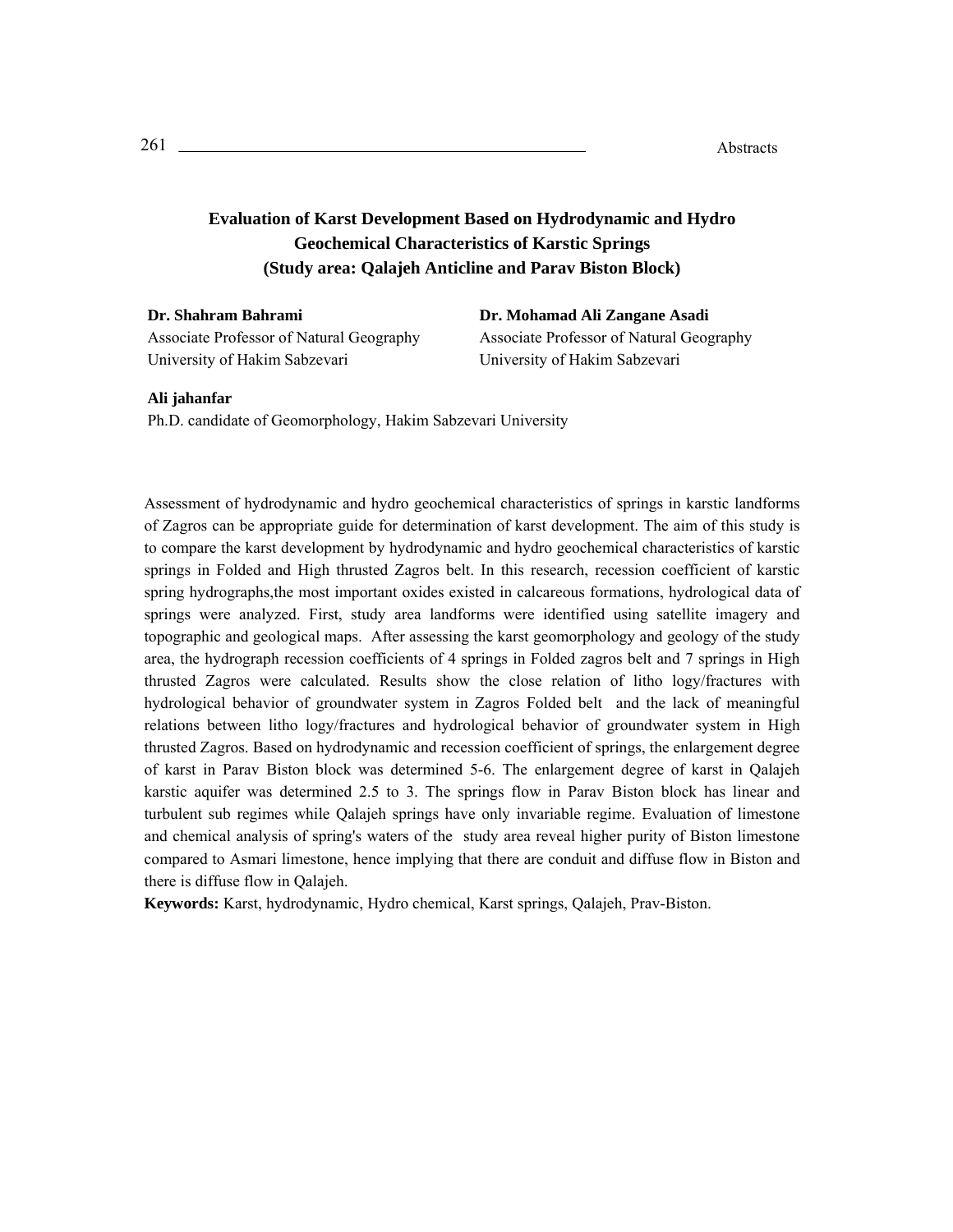# Evaluation of Karst Development Based on Hydrodynamic and Hydro Geochemical Characteristics of Karstic Springs (Study area: Qalajeh Anticline and Parav Biston Block)

**Dr. Shahram Bahrami**
Associate Professor of Natural Geography
University of Hakim Sabzevari

**Dr. Mohamad Ali Zangane Asadi**
Associate Professor of Natural Geography
University of Hakim Sabzevari

**Ali jahanfar**
Ph.D. candidate of Geomorphology, Hakim Sabzevari University

Assessment of hydrodynamic and hydro geochemical characteristics of springs in karstic landforms of Zagros can be appropriate guide for determination of karst development. The aim of this study is to compare the karst development by hydrodynamic and hydro geochemical characteristics of karstic springs in Folded and High thrusted Zagros belt. In this research, recession coefficient of karstic spring hydrographs,the most important oxides existed in calcareous formations, hydrological data of springs were analyzed. First, study area landforms were identified using satellite imagery and topographic and geological maps. After assessing the karst geomorphology and geology of the study area, the hydrograph recession coefficients of 4 springs in Folded zagros belt and 7 springs in High thrusted Zagros were calculated. Results show the close relation of litho logy/fractures with hydrological behavior of groundwater system in Zagros Folded belt and the lack of meaningful relations between litho logy/fractures and hydrological behavior of groundwater system in High thrusted Zagros. Based on hydrodynamic and recession coefficient of springs, the enlargement degree of karst in Parav Biston block was determined 5-6. The enlargement degree of karst in Qalajeh karstic aquifer was determined 2.5 to 3. The springs flow in Parav Biston block has linear and turbulent sub regimes while Qalajeh springs have only invariable regime. Evaluation of limestone and chemical analysis of spring's waters of the study area reveal higher purity of Biston limestone compared to Asmari limestone, hence implying that there are conduit and diffuse flow in Biston and there is diffuse flow in Qalajeh.

**Keywords:** Karst, hydrodynamic, Hydro chemical, Karst springs, Qalajeh, Prav-Biston.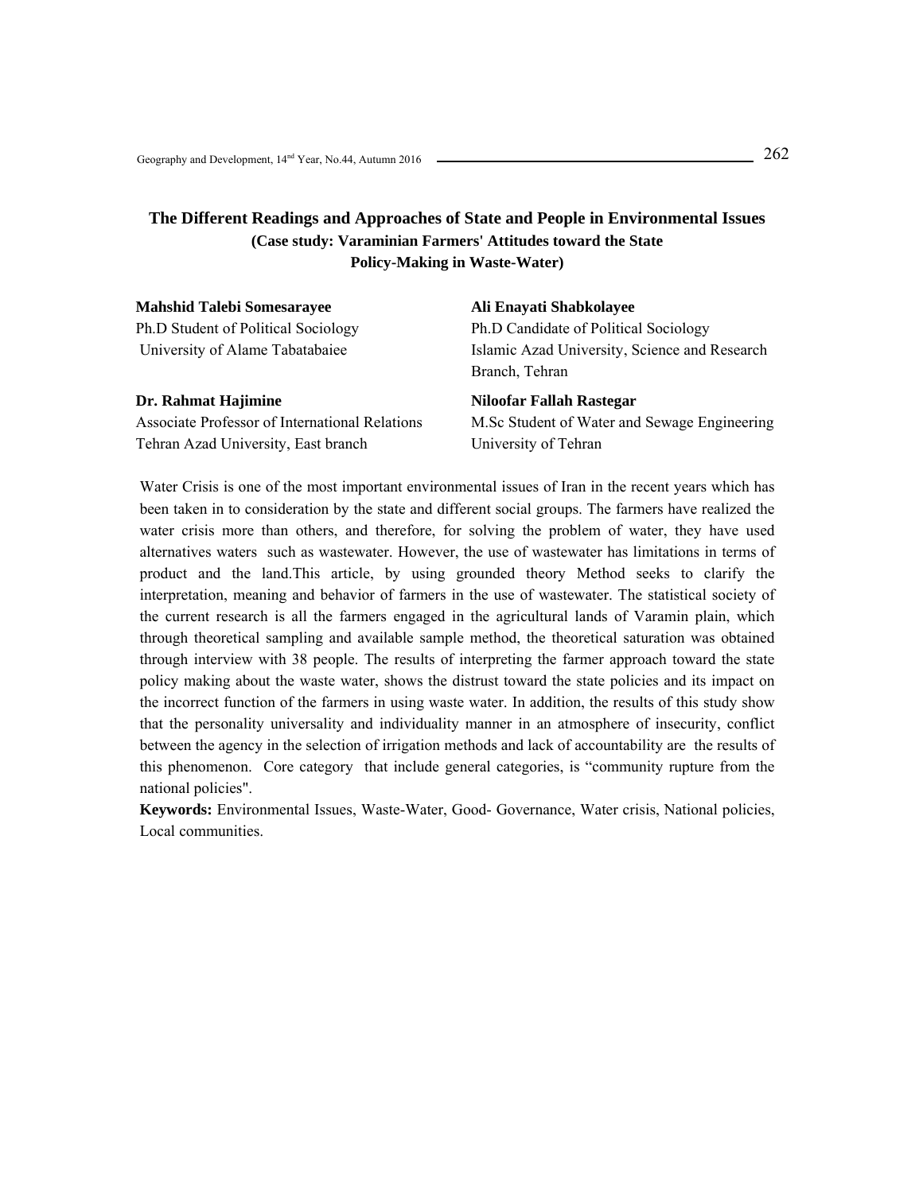# The Different Readings and Approaches of State and People in Environmental Issues

## (Case study: Varaminian Farmers' Attitudes toward the State Policy-Making in Waste-Water)

**Mahshid Talebi Somesarayee**
Ph.D Student of Political Sociology
University of Alame Tabatabaiee

**Ali Enayati Shabkolayee**
Ph.D Candidate of Political Sociology
Islamic Azad University, Science and Research Branch, Tehran

**Dr. Rahmat Hajimine**
Associate Professor of International Relations
Tehran Azad University, East branch

**Niloofar Fallah Rastegar**
M.Sc Student of Water and Sewage Engineering
University of Tehran

Water Crisis is one of the most important environmental issues of Iran in the recent years which has been taken in to consideration by the state and different social groups. The farmers have realized the water crisis more than others, and therefore, for solving the problem of water, they have used alternatives waters such as wastewater. However, the use of wastewater has limitations in terms of product and the land.This article, by using grounded theory Method seeks to clarify the interpretation, meaning and behavior of farmers in the use of wastewater. The statistical society of the current research is all the farmers engaged in the agricultural lands of Varamin plain, which through theoretical sampling and available sample method, the theoretical saturation was obtained through interview with 38 people. The results of interpreting the farmer approach toward the state policy making about the waste water, shows the distrust toward the state policies and its impact on the incorrect function of the farmers in using waste water. In addition, the results of this study show that the personality universality and individuality manner in an atmosphere of insecurity, conflict between the agency in the selection of irrigation methods and lack of accountability are the results of this phenomenon. Core category that include general categories, is "community rupture from the national policies".

**Keywords:** Environmental Issues, Waste-Water, Good- Governance, Water crisis, National policies, Local communities.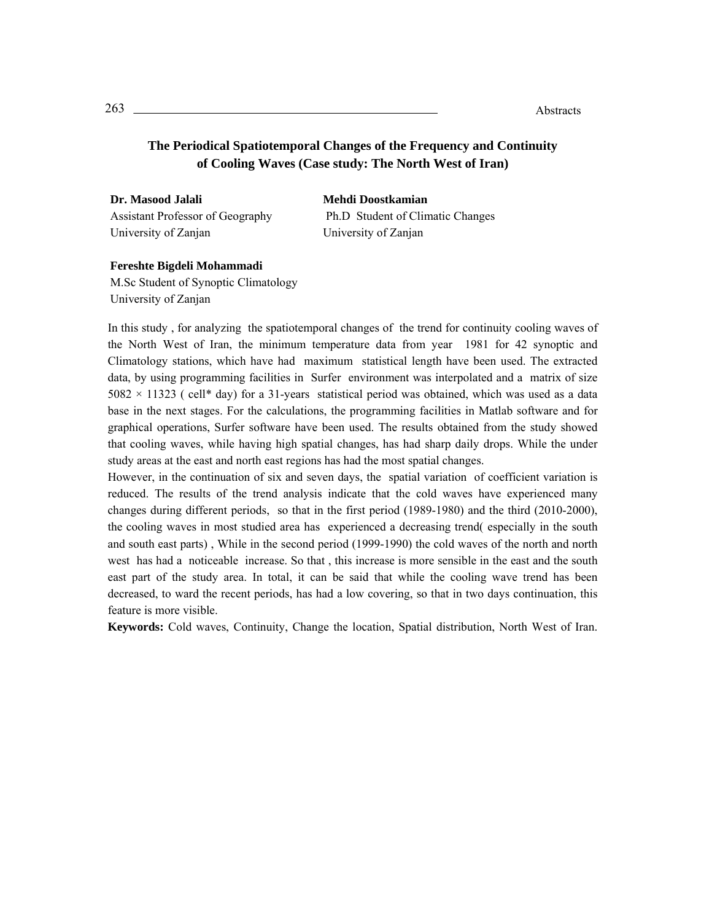# The Periodical Spatiotemporal Changes of the Frequency and Continuity of Cooling Waves (Case study: The North West of Iran)

**Dr. Masood Jalali**
Assistant Professor of Geography
University of Zanjan

**Mehdi Doostkamian**
Ph.D Student of Climatic Changes
University of Zanjan

**Fereshte Bigdeli Mohammadi**
M.Sc Student of Synoptic Climatology
University of Zanjan

In this study , for analyzing the spatiotemporal changes of the trend for continuity cooling waves of the North West of Iran, the minimum temperature data from year 1981 for 42 synoptic and Climatology stations, which have had maximum statistical length have been used. The extracted data, by using programming facilities in Surfer environment was interpolated and a matrix of size $5082 \times 11323$ ( cell* day) for a 31-years statistical period was obtained, which was used as a data base in the next stages. For the calculations, the programming facilities in Matlab software and for graphical operations, Surfer software have been used. The results obtained from the study showed that cooling waves, while having high spatial changes, has had sharp daily drops. While the under study areas at the east and north east regions has had the most spatial changes.

However, in the continuation of six and seven days, the spatial variation of coefficient variation is reduced. The results of the trend analysis indicate that the cold waves have experienced many changes during different periods, so that in the first period (1989-1980) and the third (2010-2000), the cooling waves in most studied area has experienced a decreasing trend( especially in the south and south east parts) , While in the second period (1999-1990) the cold waves of the north and north west has had a noticeable increase. So that , this increase is more sensible in the east and the south east part of the study area. In total, it can be said that while the cooling wave trend has been decreased, to ward the recent periods, has had a low covering, so that in two days continuation, this feature is more visible.

**Keywords:** Cold waves, Continuity, Change the location, Spatial distribution, North West of Iran.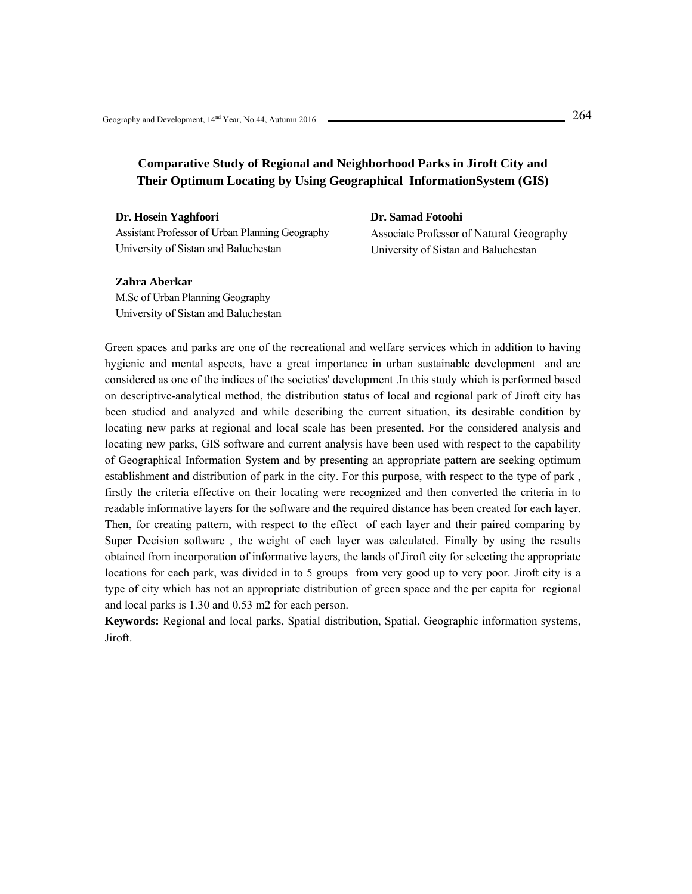# Comparative Study of Regional and Neighborhood Parks in Jiroft City and Their Optimum Locating by Using Geographical InformationSystem (GIS)

**Dr. Hosein Yaghfoori**
Assistant Professor of Urban Planning Geography
University of Sistan and Baluchestan

**Dr. Samad Fotoohi**
Associate Professor of Natural Geography
University of Sistan and Baluchestan

**Zahra Aberkar**
M.Sc of Urban Planning Geography
University of Sistan and Baluchestan

Green spaces and parks are one of the recreational and welfare services which in addition to having hygienic and mental aspects, have a great importance in urban sustainable development and are considered as one of the indices of the societies' development .In this study which is performed based on descriptive-analytical method, the distribution status of local and regional park of Jiroft city has been studied and analyzed and while describing the current situation, its desirable condition by locating new parks at regional and local scale has been presented. For the considered analysis and locating new parks, GIS software and current analysis have been used with respect to the capability of Geographical Information System and by presenting an appropriate pattern are seeking optimum establishment and distribution of park in the city. For this purpose, with respect to the type of park , firstly the criteria effective on their locating were recognized and then converted the criteria in to readable informative layers for the software and the required distance has been created for each layer. Then, for creating pattern, with respect to the effect of each layer and their paired comparing by Super Decision software , the weight of each layer was calculated. Finally by using the results obtained from incorporation of informative layers, the lands of Jiroft city for selecting the appropriate locations for each park, was divided in to 5 groups from very good up to very poor. Jiroft city is a type of city which has not an appropriate distribution of green space and the per capita for regional and local parks is 1.30 and 0.53 m2 for each person.

**Keywords:** Regional and local parks, Spatial distribution, Spatial, Geographic information systems, Jiroft.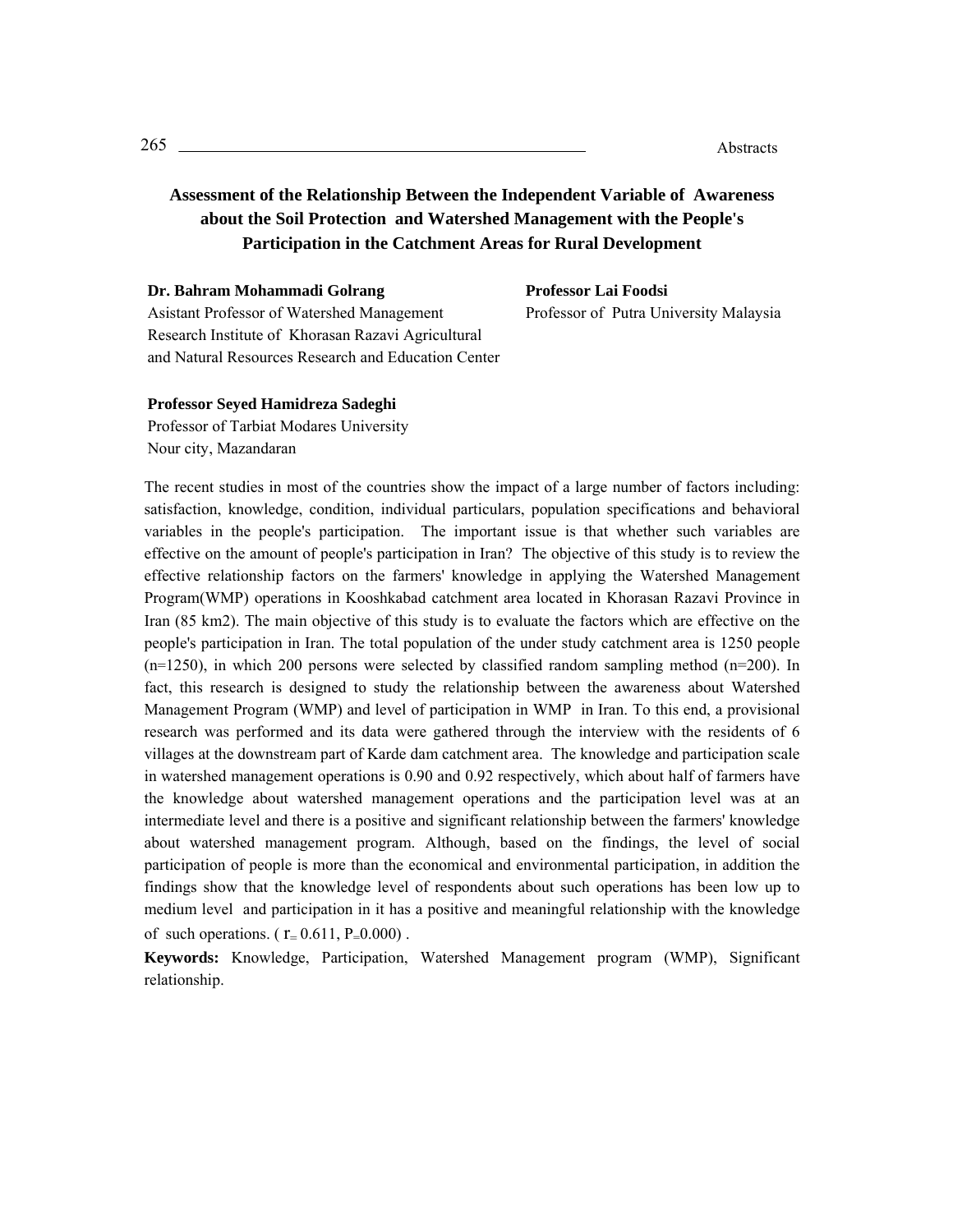# Assessment of the Relationship Between the Independent Variable of Awareness about the Soil Protection and Watershed Management with the People's Participation in the Catchment Areas for Rural Development

**Dr. Bahram Mohammadi Golrang**
Asistant Professor of Watershed Management
Research Institute of Khorasan Razavi Agricultural and Natural Resources Research and Education Center

**Professor Lai Foodsi**
Professor of Putra University Malaysia

**Professor Seyed Hamidreza Sadeghi**
Professor of Tarbiat Modares University
Nour city, Mazandaran

The recent studies in most of the countries show the impact of a large number of factors including: satisfaction, knowledge, condition, individual particulars, population specifications and behavioral variables in the people's participation. The important issue is that whether such variables are effective on the amount of people's participation in Iran? The objective of this study is to review the effective relationship factors on the farmers' knowledge in applying the Watershed Management Program(WMP) operations in Kooshkabad catchment area located in Khorasan Razavi Province in Iran (85 km2). The main objective of this study is to evaluate the factors which are effective on the people's participation in Iran. The total population of the under study catchment area is 1250 people (n=1250), in which 200 persons were selected by classified random sampling method (n=200). In fact, this research is designed to study the relationship between the awareness about Watershed Management Program (WMP) and level of participation in WMP in Iran. To this end, a provisional research was performed and its data were gathered through the interview with the residents of 6 villages at the downstream part of Karde dam catchment area. The knowledge and participation scale in watershed management operations is 0.90 and 0.92 respectively, which about half of farmers have the knowledge about watershed management operations and the participation level was at an intermediate level and there is a positive and significant relationship between the farmers' knowledge about watershed management program. Although, based on the findings, the level of social participation of people is more than the economical and environmental participation, in addition the findings show that the knowledge level of respondents about such operations has been low up to medium level and participation in it has a positive and meaningful relationship with the knowledge of such operations. ( $r = 0.611$, $P = 0.000$) .

**Keywords:** Knowledge, Participation, Watershed Management program (WMP), Significant relationship.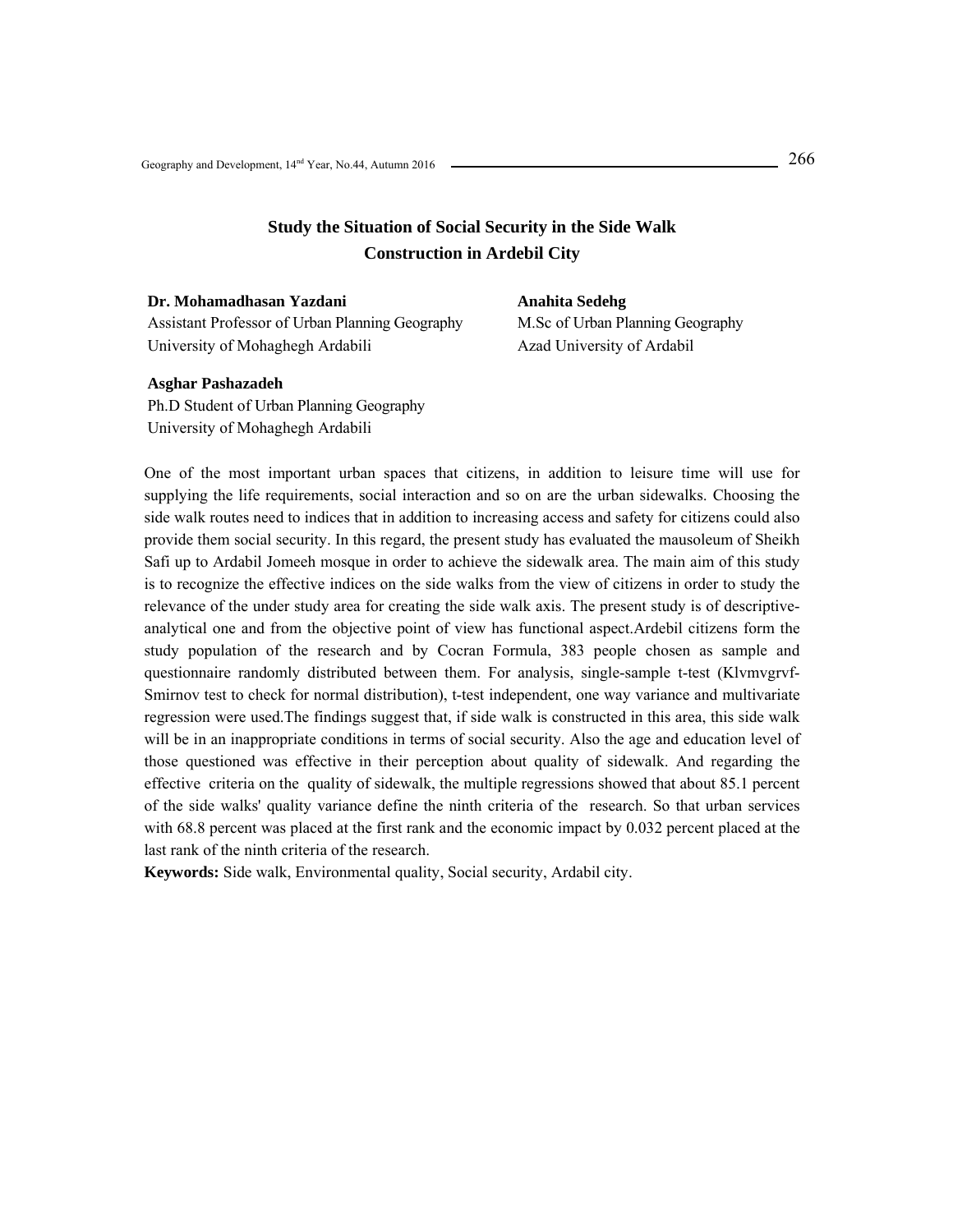# Study the Situation of Social Security in the Side Walk Construction in Ardebil City

**Dr. Mohamadhasan Yazdani**
Assistant Professor of Urban Planning Geography
University of Mohaghegh Ardabili

**Anahita Sedehg**
M.Sc of Urban Planning Geography
Azad University of Ardabil

**Asghar Pashazadeh**
Ph.D Student of Urban Planning Geography
University of Mohaghegh Ardabili

One of the most important urban spaces that citizens, in addition to leisure time will use for supplying the life requirements, social interaction and so on are the urban sidewalks. Choosing the side walk routes need to indices that in addition to increasing access and safety for citizens could also provide them social security. In this regard, the present study has evaluated the mausoleum of Sheikh Safi up to Ardabil Jomeeh mosque in order to achieve the sidewalk area. The main aim of this study is to recognize the effective indices on the side walks from the view of citizens in order to study the relevance of the under study area for creating the side walk axis. The present study is of descriptive-analytical one and from the objective point of view has functional aspect.Ardebil citizens form the study population of the research and by Cocran Formula, 383 people chosen as sample and questionnaire randomly distributed between them. For analysis, single-sample t-test (Klvmvgrvf-Smirnov test to check for normal distribution), t-test independent, one way variance and multivariate regression were used.The findings suggest that, if side walk is constructed in this area, this side walk will be in an inappropriate conditions in terms of social security. Also the age and education level of those questioned was effective in their perception about quality of sidewalk. And regarding the effective criteria on the quality of sidewalk, the multiple regressions showed that about 85.1 percent of the side walks' quality variance define the ninth criteria of the research. So that urban services with 68.8 percent was placed at the first rank and the economic impact by 0.032 percent placed at the last rank of the ninth criteria of the research.

**Keywords:** Side walk, Environmental quality, Social security, Ardabil city.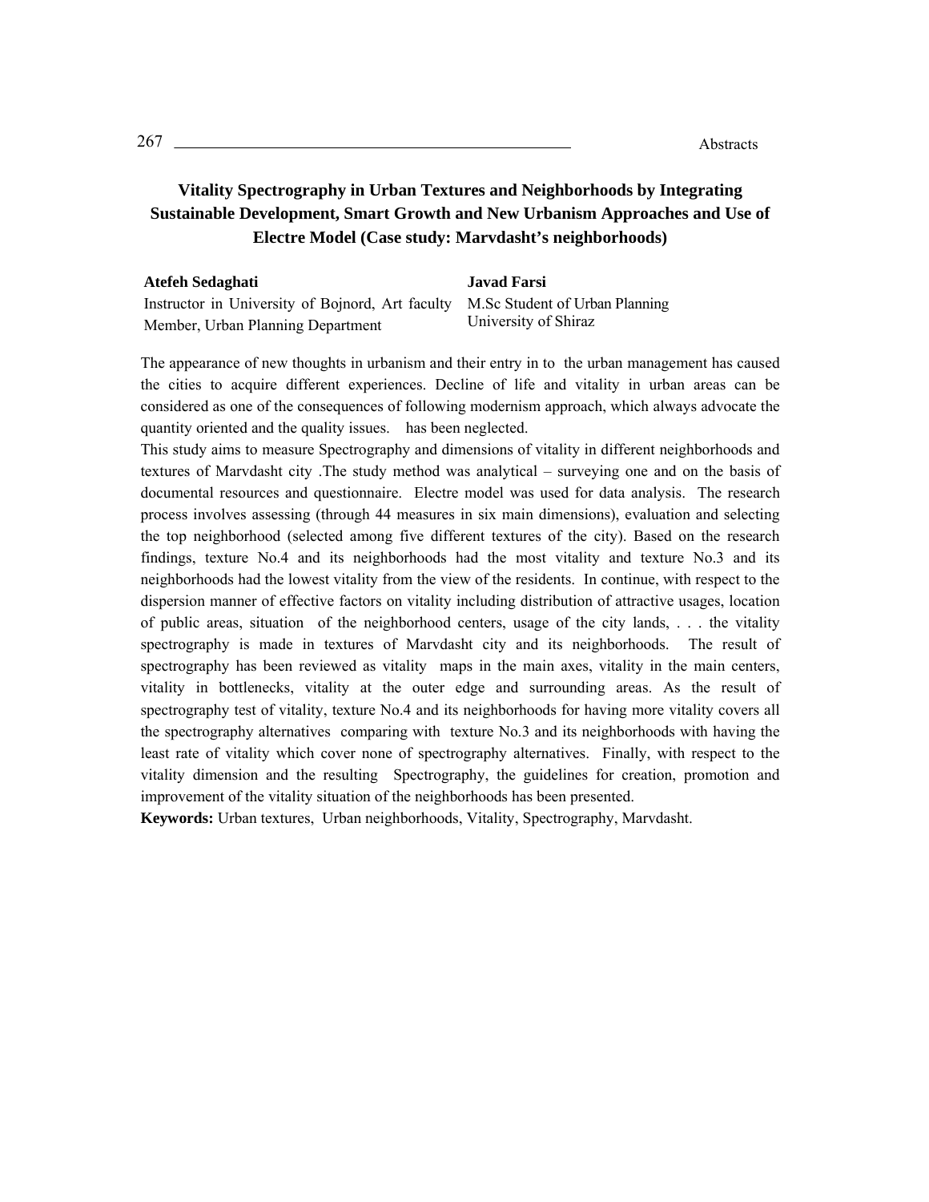# Vitality Spectrography in Urban Textures and Neighborhoods by Integrating Sustainable Development, Smart Growth and New Urbanism Approaches and Use of Electre Model (Case study: Marvdasht's neighborhoods)

**Atefeh Sedaghati**
Instructor in University of Bojnord, Art faculty Member, Urban Planning Department

**Javad Farsi**
M.Sc Student of Urban Planning
University of Shiraz

The appearance of new thoughts in urbanism and their entry in to the urban management has caused the cities to acquire different experiences. Decline of life and vitality in urban areas can be considered as one of the consequences of following modernism approach, which always advocate the quantity oriented and the quality issues. has been neglected.

This study aims to measure Spectrography and dimensions of vitality in different neighborhoods and textures of Marvdasht city .The study method was analytical – surveying one and on the basis of documental resources and questionnaire. Electre model was used for data analysis. The research process involves assessing (through 44 measures in six main dimensions), evaluation and selecting the top neighborhood (selected among five different textures of the city). Based on the research findings, texture No.4 and its neighborhoods had the most vitality and texture No.3 and its neighborhoods had the lowest vitality from the view of the residents. In continue, with respect to the dispersion manner of effective factors on vitality including distribution of attractive usages, location of public areas, situation of the neighborhood centers, usage of the city lands, . . . the vitality spectrography is made in textures of Marvdasht city and its neighborhoods. The result of spectrography has been reviewed as vitality maps in the main axes, vitality in the main centers, vitality in bottlenecks, vitality at the outer edge and surrounding areas. As the result of spectrography test of vitality, texture No.4 and its neighborhoods for having more vitality covers all the spectrography alternatives comparing with texture No.3 and its neighborhoods with having the least rate of vitality which cover none of spectrography alternatives. Finally, with respect to the vitality dimension and the resulting Spectrography, the guidelines for creation, promotion and improvement of the vitality situation of the neighborhoods has been presented.

**Keywords:** Urban textures, Urban neighborhoods, Vitality, Spectrography, Marvdasht.